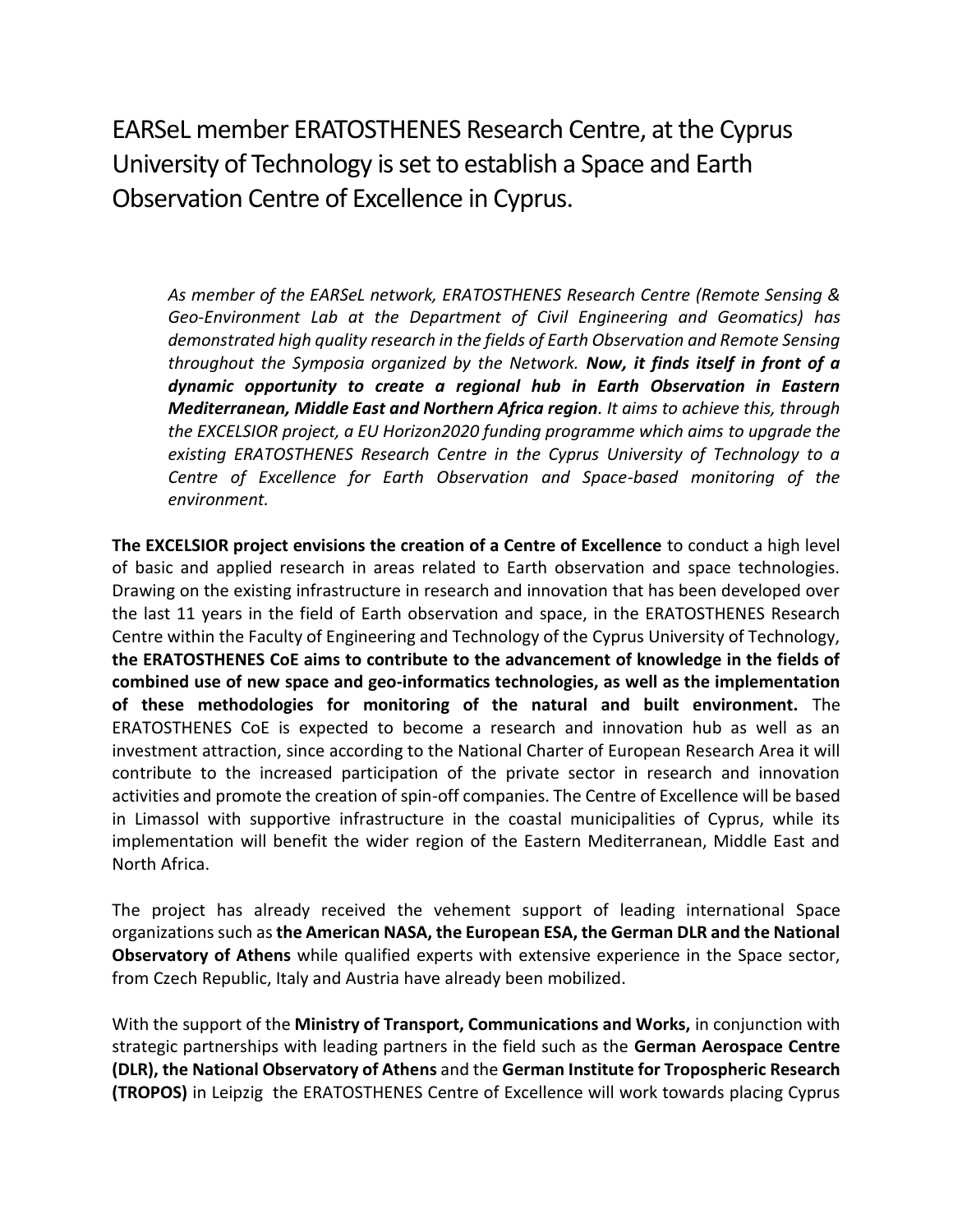# EARSeL member ERATOSTHENES Research Centre, at the Cyprus University of Technology is set to establish a Space and Earth Observation Centre of Excellence in Cyprus.

*As member of the EARSeL network, ERATOSTHENES Research Centre (Remote Sensing & Geo-Environment Lab at the Department of Civil Engineering and Geomatics) has demonstrated high quality research in the fields of Earth Observation and Remote Sensing throughout the Symposia organized by the Network.* ***Now, it finds itself in front of a dynamic opportunity to create a regional hub in Earth Observation in Eastern Mediterranean, Middle East and Northern Africa region****. It aims to achieve this, through the EXCELSIOR project, a EU Horizon2020 funding programme which aims to upgrade the existing ERATOSTHENES Research Centre in the Cyprus University of Technology to a Centre of Excellence for Earth Observation and Space-based monitoring of the environment.*

**The EXCELSIOR project envisions the creation of a Centre of Excellence** to conduct a high level of basic and applied research in areas related to Earth observation and space technologies. Drawing on the existing infrastructure in research and innovation that has been developed over the last 11 years in the field of Earth observation and space, in the ERATOSTHENES Research Centre within the Faculty of Engineering and Technology of the Cyprus University of Technology, **the ERATOSTHENES CoE aims to contribute to the advancement of knowledge in the fields of combined use of new space and geo-informatics technologies, as well as the implementation of these methodologies for monitoring of the natural and built environment.** The ERATOSTHENES CoE is expected to become a research and innovation hub as well as an investment attraction, since according to the National Charter of European Research Area it will contribute to the increased participation of the private sector in research and innovation activities and promote the creation of spin-off companies. The Centre of Excellence will be based in Limassol with supportive infrastructure in the coastal municipalities of Cyprus, while its implementation will benefit the wider region of the Eastern Mediterranean, Middle East and North Africa.

The project has already received the vehement support of leading international Space organizations such as **the American NASA, the European ESA, the German DLR and the National Observatory of Athens** while qualified experts with extensive experience in the Space sector, from Czech Republic, Italy and Austria have already been mobilized.

With the support of the **Ministry of Transport, Communications and Works,** in conjunction with strategic partnerships with leading partners in the field such as the **German Aerospace Centre (DLR), the National Observatory of Athens** and the **German Institute for Tropospheric Research (TROPOS)** in Leipzig the ERATOSTHENES Centre of Excellence will work towards placing Cyprus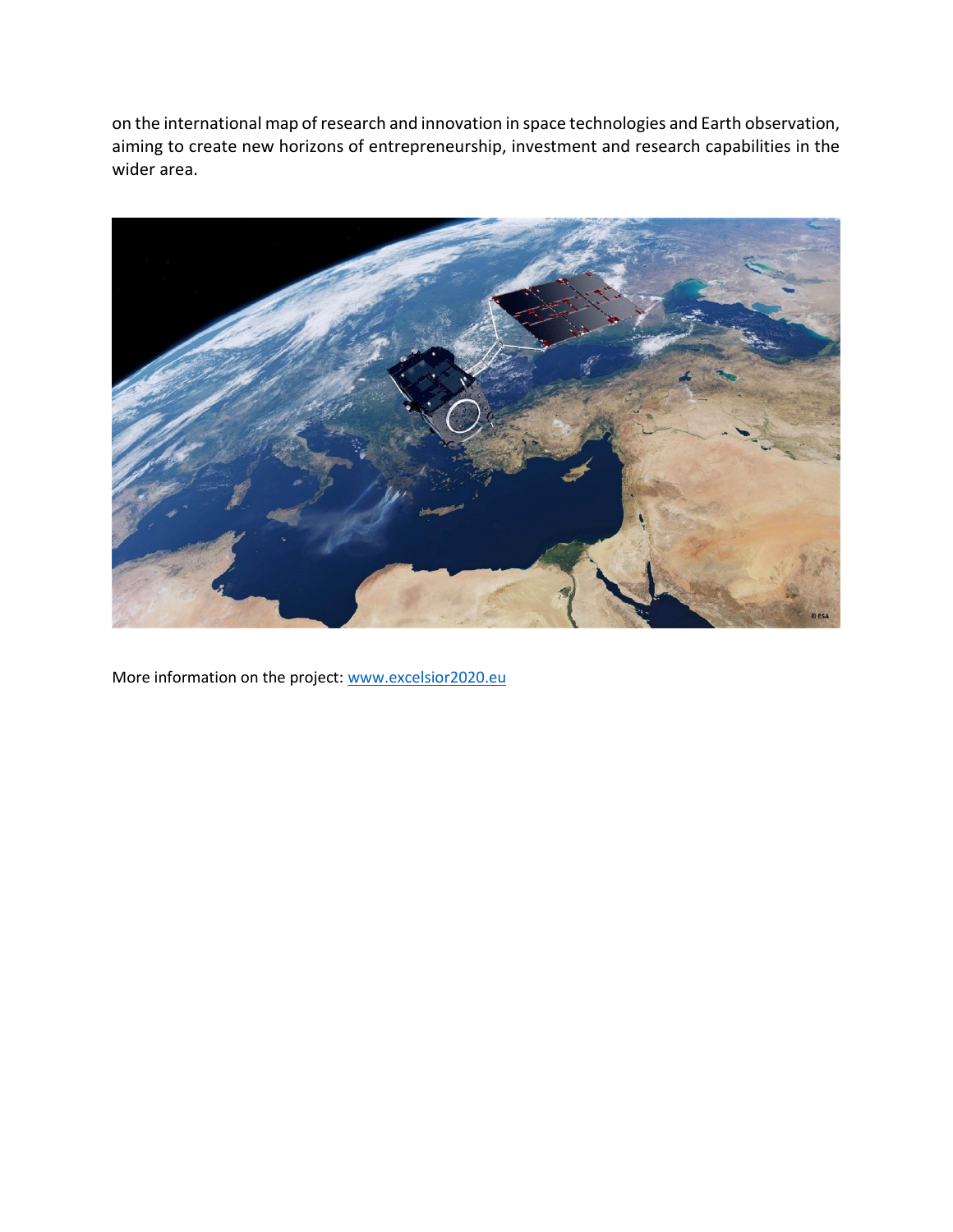on the international map of research and innovation in space technologies and Earth observation, aiming to create new horizons of entrepreneurship, investment and research capabilities in the wider area.

More information on the project: [www.excelsior2020.eu](http://www.excelsior2020.eu)